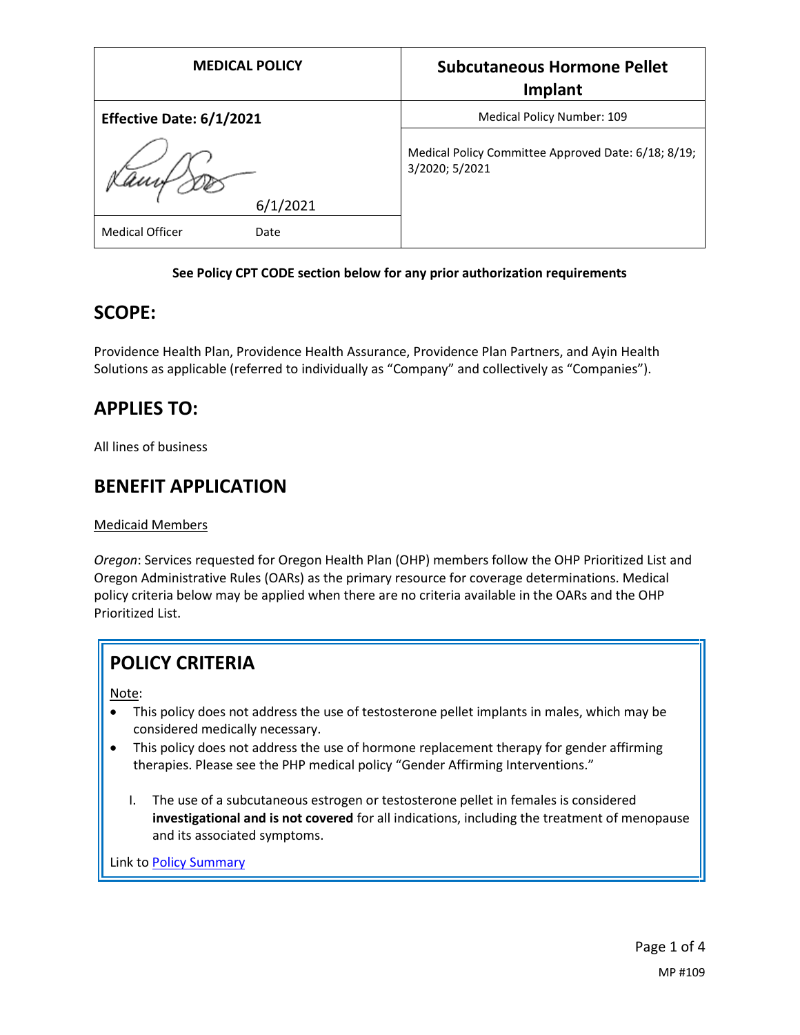| MEDICAL POLICY | Subcutaneous Hormone Pellet Implant |
|---|---|
| **Effective Date: 6/1/2021** | Medical Policy Number: 109 |
| 6/1/2021 | Medical Policy Committee Approved Date: 6/18; 8/19; 3/2020; 5/2021 |
| Medical Officer Date | |

**See Policy CPT CODE section below for any prior authorization requirements**

## SCOPE:

Providence Health Plan, Providence Health Assurance, Providence Plan Partners, and Ayin Health Solutions as applicable (referred to individually as "Company" and collectively as "Companies").

## APPLIES TO:

All lines of business

## BENEFIT APPLICATION

Medicaid Members

*Oregon*: Services requested for Oregon Health Plan (OHP) members follow the OHP Prioritized List and Oregon Administrative Rules (OARs) as the primary resource for coverage determinations. Medical policy criteria below may be applied when there are no criteria available in the OARs and the OHP Prioritized List.

## POLICY CRITERIA

Note:

- This policy does not address the use of testosterone pellet implants in males, which may be considered medically necessary.
- This policy does not address the use of hormone replacement therapy for gender affirming therapies. Please see the PHP medical policy "Gender Affirming Interventions."

I. The use of a subcutaneous estrogen or testosterone pellet in females is considered **investigational and is not covered** for all indications, including the treatment of menopause and its associated symptoms.

Link to Policy Summary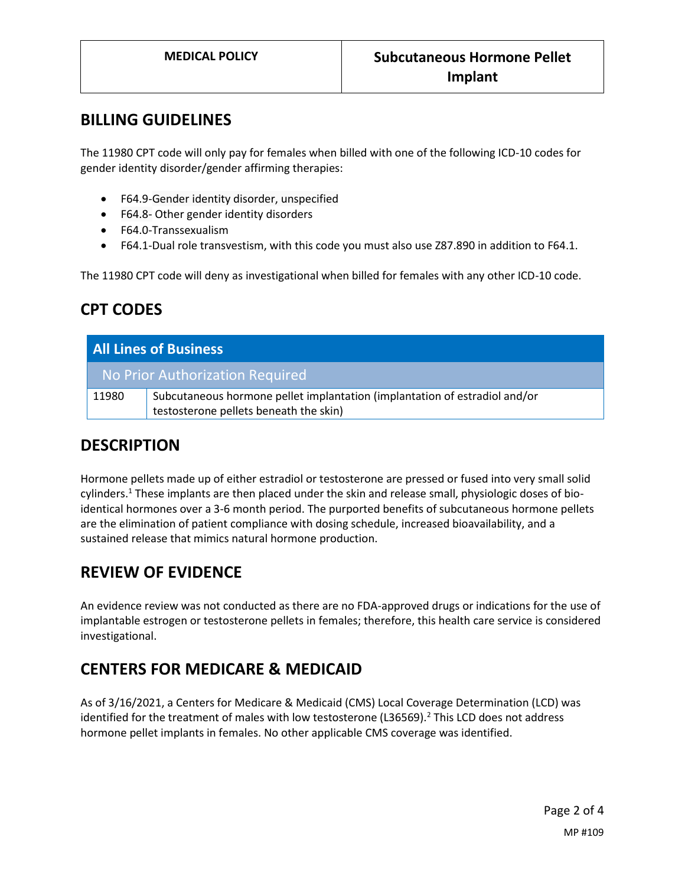## BILLING GUIDELINES

The 11980 CPT code will only pay for females when billed with one of the following ICD-10 codes for gender identity disorder/gender affirming therapies:

- F64.9-Gender identity disorder, unspecified
- F64.8- Other gender identity disorders
- F64.0-Transsexualism
- F64.1-Dual role transvestism, with this code you must also use Z87.890 in addition to F64.1.

The 11980 CPT code will deny as investigational when billed for females with any other ICD-10 code.

## CPT CODES

| All Lines of Business | |
|---|---|
| No Prior Authorization Required | |
| 11980 | Subcutaneous hormone pellet implantation (implantation of estradiol and/or testosterone pellets beneath the skin) |

## DESCRIPTION

Hormone pellets made up of either estradiol or testosterone are pressed or fused into very small solid cylinders.[1] These implants are then placed under the skin and release small, physiologic doses of bio-identical hormones over a 3-6 month period. The purported benefits of subcutaneous hormone pellets are the elimination of patient compliance with dosing schedule, increased bioavailability, and a sustained release that mimics natural hormone production.

## REVIEW OF EVIDENCE

An evidence review was not conducted as there are no FDA-approved drugs or indications for the use of implantable estrogen or testosterone pellets in females; therefore, this health care service is considered investigational.

## CENTERS FOR MEDICARE & MEDICAID

As of 3/16/2021, a Centers for Medicare & Medicaid (CMS) Local Coverage Determination (LCD) was identified for the treatment of males with low testosterone (L36569).[2] This LCD does not address hormone pellet implants in females. No other applicable CMS coverage was identified.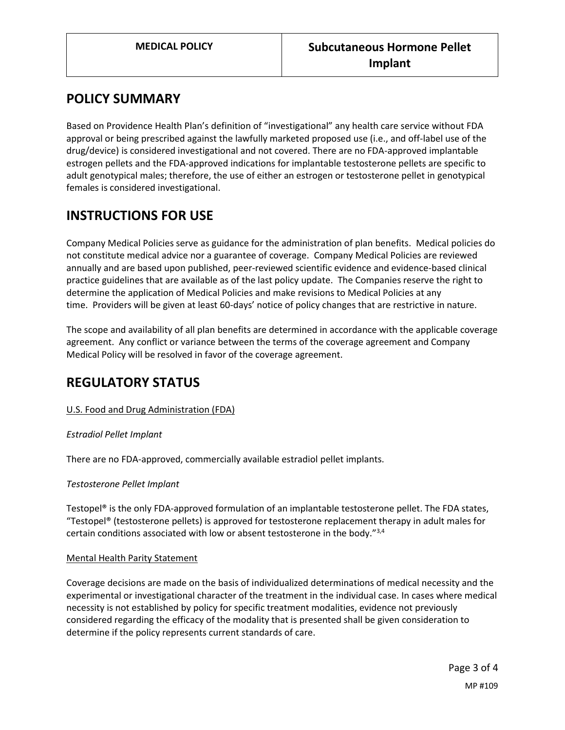| MEDICAL POLICY | Subcutaneous Hormone Pellet Implant |
|---|---|

## POLICY SUMMARY

Based on Providence Health Plan's definition of "investigational" any health care service without FDA approval or being prescribed against the lawfully marketed proposed use (i.e., and off-label use of the drug/device) is considered investigational and not covered. There are no FDA-approved implantable estrogen pellets and the FDA-approved indications for implantable testosterone pellets are specific to adult genotypical males; therefore, the use of either an estrogen or testosterone pellet in genotypical females is considered investigational.

## INSTRUCTIONS FOR USE

Company Medical Policies serve as guidance for the administration of plan benefits. Medical policies do not constitute medical advice nor a guarantee of coverage. Company Medical Policies are reviewed annually and are based upon published, peer-reviewed scientific evidence and evidence-based clinical practice guidelines that are available as of the last policy update. The Companies reserve the right to determine the application of Medical Policies and make revisions to Medical Policies at any time. Providers will be given at least 60-days' notice of policy changes that are restrictive in nature.

The scope and availability of all plan benefits are determined in accordance with the applicable coverage agreement. Any conflict or variance between the terms of the coverage agreement and Company Medical Policy will be resolved in favor of the coverage agreement.

## REGULATORY STATUS

U.S. Food and Drug Administration (FDA)

*Estradiol Pellet Implant*

There are no FDA-approved, commercially available estradiol pellet implants.

*Testosterone Pellet Implant*

Testopel® is the only FDA-approved formulation of an implantable testosterone pellet. The FDA states, "Testopel® (testosterone pellets) is approved for testosterone replacement therapy in adult males for certain conditions associated with low or absent testosterone in the body."[3,4]

Mental Health Parity Statement

Coverage decisions are made on the basis of individualized determinations of medical necessity and the experimental or investigational character of the treatment in the individual case. In cases where medical necessity is not established by policy for specific treatment modalities, evidence not previously considered regarding the efficacy of the modality that is presented shall be given consideration to determine if the policy represents current standards of care.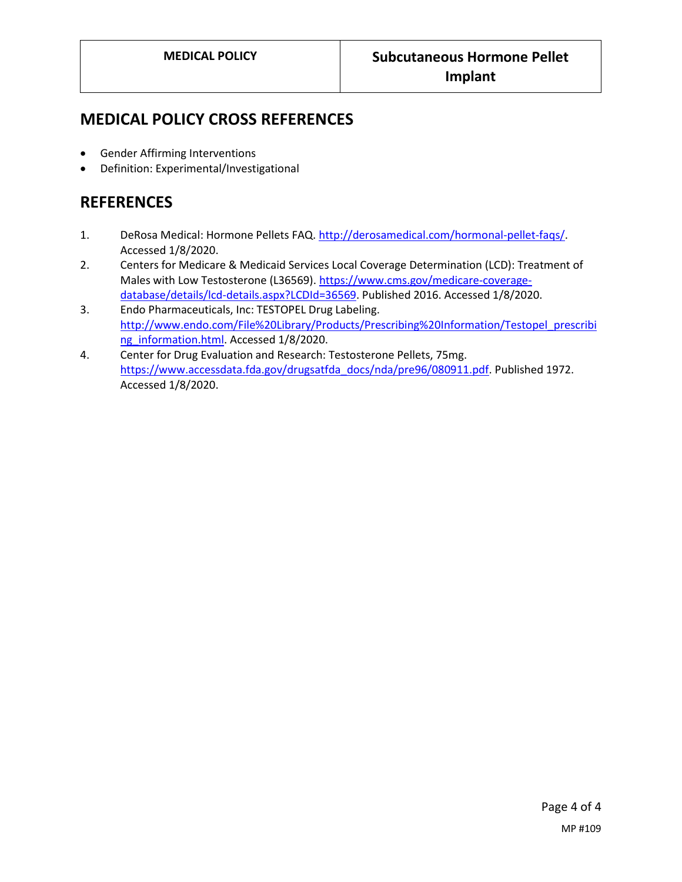## MEDICAL POLICY CROSS REFERENCES

- Gender Affirming Interventions
- Definition: Experimental/Investigational

## REFERENCES

1. DeRosa Medical: Hormone Pellets FAQ. http://derosamedical.com/hormonal-pellet-faqs/. Accessed 1/8/2020.
2. Centers for Medicare & Medicaid Services Local Coverage Determination (LCD): Treatment of Males with Low Testosterone (L36569). https://www.cms.gov/medicare-coverage-database/details/lcd-details.aspx?LCDId=36569. Published 2016. Accessed 1/8/2020.
3. Endo Pharmaceuticals, Inc: TESTOPEL Drug Labeling. http://www.endo.com/File%20Library/Products/Prescribing%20Information/Testopel_prescribing_information.html. Accessed 1/8/2020.
4. Center for Drug Evaluation and Research: Testosterone Pellets, 75mg. https://www.accessdata.fda.gov/drugsatfda_docs/nda/pre96/080911.pdf. Published 1972. Accessed 1/8/2020.